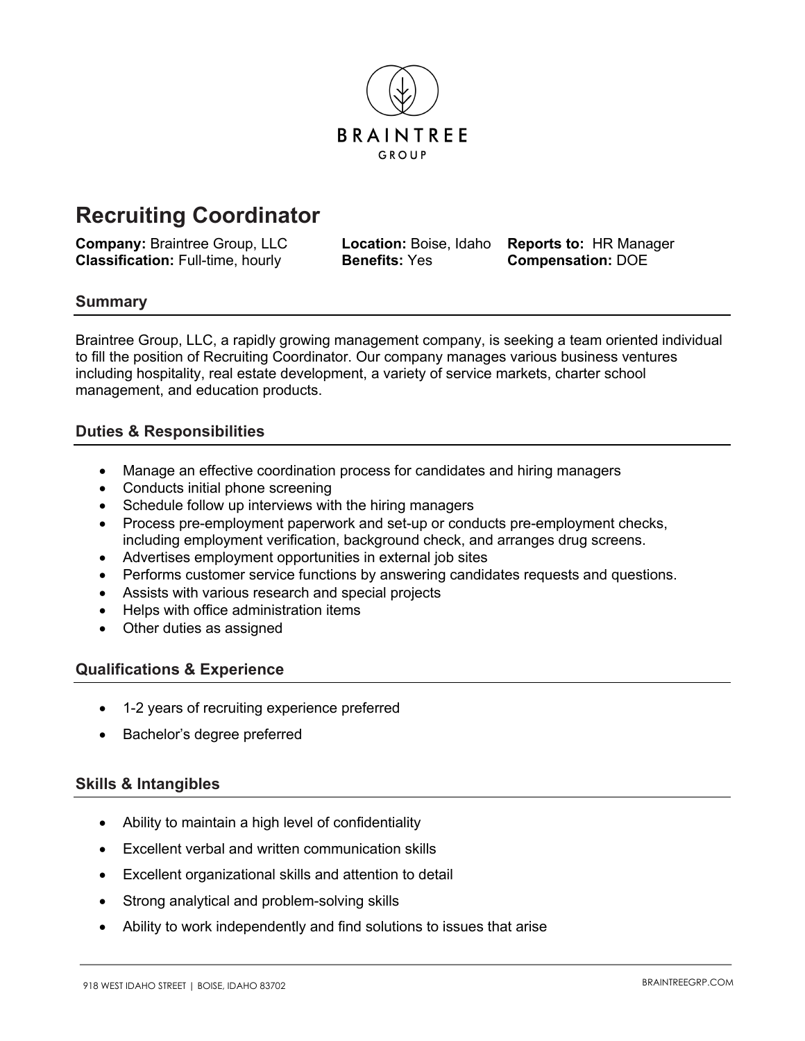BRAINTREE

GROUP

# Recruiting Coordinator

**Company:** Braintree Group, LLC
**Classification:** Full-time, hourly
**Location:** Boise, Idaho
**Benefits:** Yes
**Reports to:** HR Manager
**Compensation:** DOE

## Summary

Braintree Group, LLC, a rapidly growing management company, is seeking a team oriented individual to fill the position of Recruiting Coordinator. Our company manages various business ventures including hospitality, real estate development, a variety of service markets, charter school management, and education products.

## Duties & Responsibilities

- Manage an effective coordination process for candidates and hiring managers
- Conducts initial phone screening
- Schedule follow up interviews with the hiring managers
- Process pre-employment paperwork and set-up or conducts pre-employment checks, including employment verification, background check, and arranges drug screens.
- Advertises employment opportunities in external job sites
- Performs customer service functions by answering candidates requests and questions.
- Assists with various research and special projects
- Helps with office administration items
- Other duties as assigned

## Qualifications & Experience

- 1-2 years of recruiting experience preferred
- Bachelor's degree preferred

## Skills & Intangibles

- Ability to maintain a high level of confidentiality
- Excellent verbal and written communication skills
- Excellent organizational skills and attention to detail
- Strong analytical and problem-solving skills
- Ability to work independently and find solutions to issues that arise

918 WEST IDAHO STREET | BOISE, IDAHO 83702

BRAINTREEGRP.COM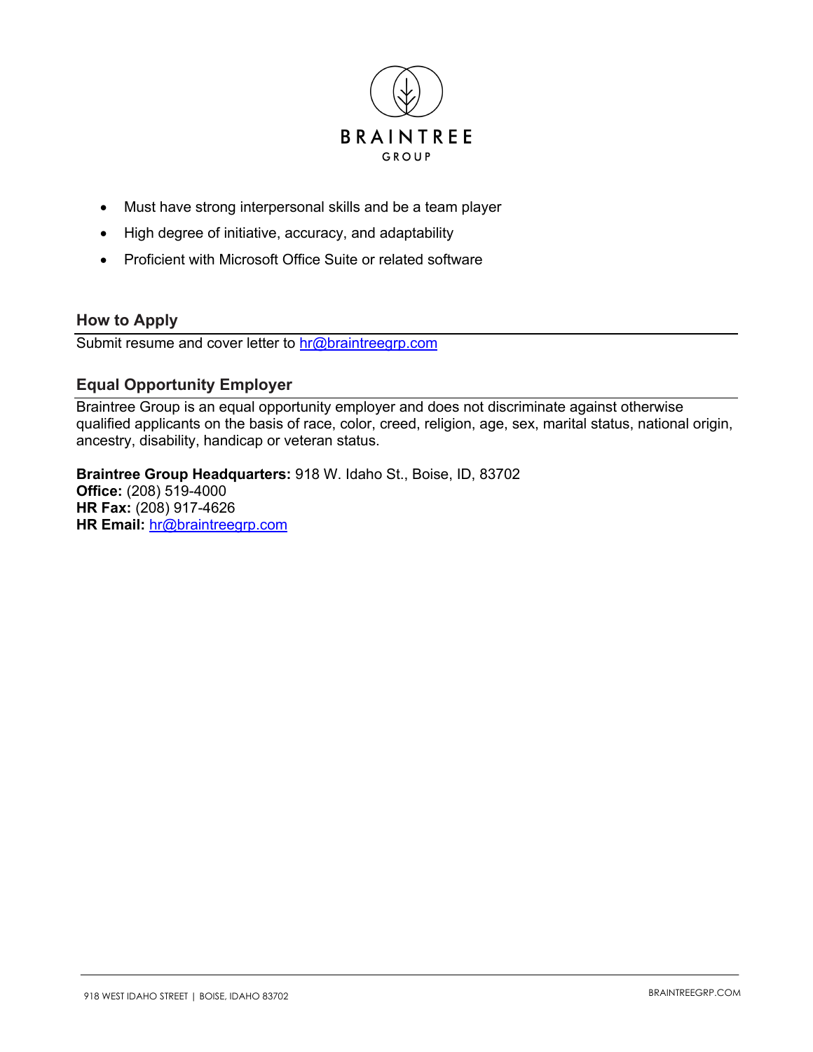- Must have strong interpersonal skills and be a team player
- High degree of initiative, accuracy, and adaptability
- Proficient with Microsoft Office Suite or related software

## How to Apply

Submit resume and cover letter to hr@braintreegrp.com

## Equal Opportunity Employer

Braintree Group is an equal opportunity employer and does not discriminate against otherwise qualified applicants on the basis of race, color, creed, religion, age, sex, marital status, national origin, ancestry, disability, handicap or veteran status.

**Braintree Group Headquarters:** 918 W. Idaho St., Boise, ID, 83702
**Office:** (208) 519-4000
**HR Fax:** (208) 917-4626
**HR Email:** hr@braintreegrp.com